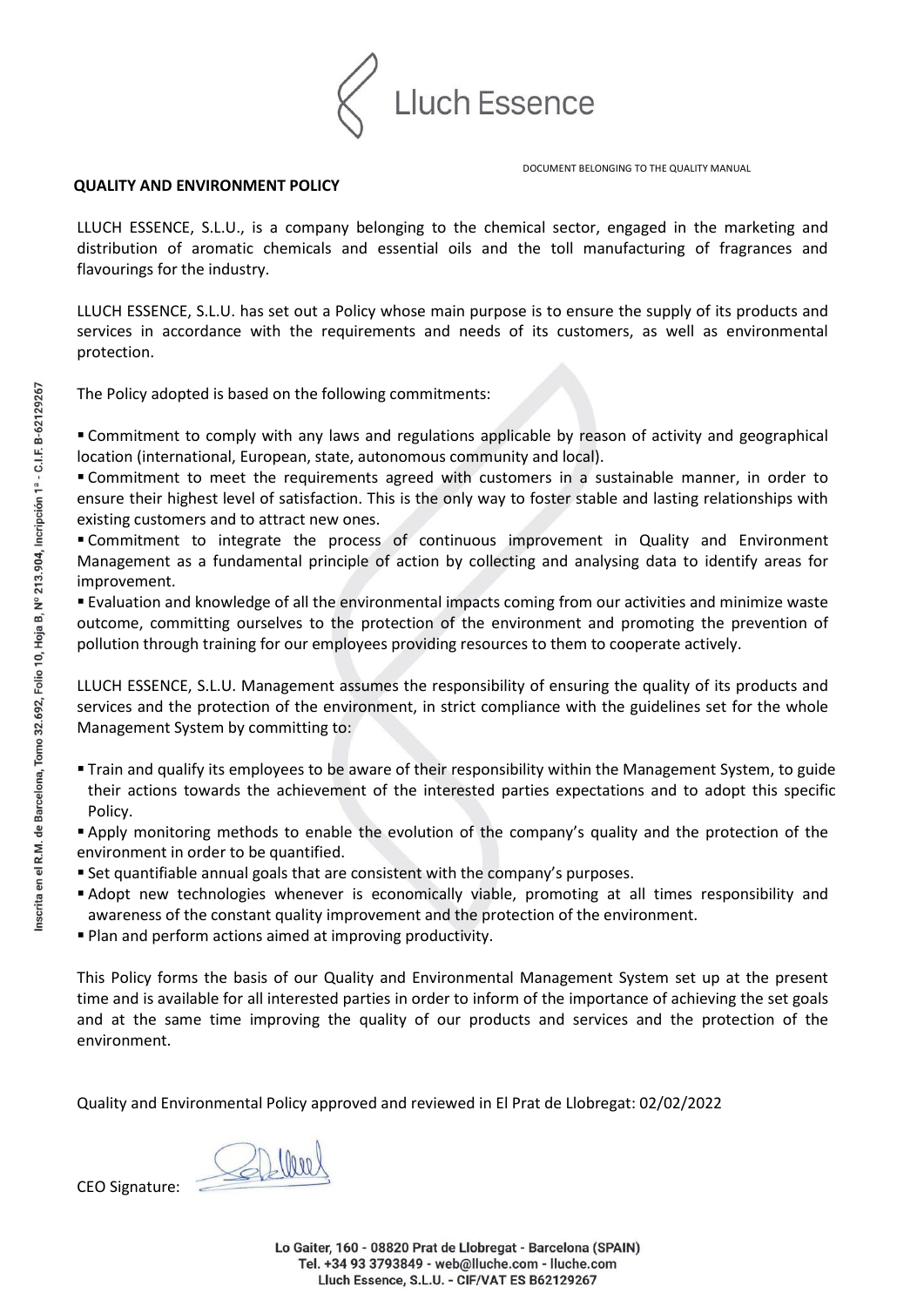DOCUMENT BELONGING TO THE QUALITY MANUAL

**QUALITY AND ENVIRONMENT POLICY**

LLUCH ESSENCE, S.L.U., is a company belonging to the chemical sector, engaged in the marketing and distribution of aromatic chemicals and essential oils and the toll manufacturing of fragrances and flavourings for the industry.

LLUCH ESSENCE, S.L.U. has set out a Policy whose main purpose is to ensure the supply of its products and services in accordance with the requirements and needs of its customers, as well as environmental protection.

The Policy adopted is based on the following commitments:

- Commitment to comply with any laws and regulations applicable by reason of activity and geographical location (international, European, state, autonomous community and local).
- Commitment to meet the requirements agreed with customers in a sustainable manner, in order to ensure their highest level of satisfaction. This is the only way to foster stable and lasting relationships with existing customers and to attract new ones.
- Commitment to integrate the process of continuous improvement in Quality and Environment Management as a fundamental principle of action by collecting and analysing data to identify areas for improvement.
- Evaluation and knowledge of all the environmental impacts coming from our activities and minimize waste outcome, committing ourselves to the protection of the environment and promoting the prevention of pollution through training for our employees providing resources to them to cooperate actively.

LLUCH ESSENCE, S.L.U. Management assumes the responsibility of ensuring the quality of its products and services and the protection of the environment, in strict compliance with the guidelines set for the whole Management System by committing to:

- Train and qualify its employees to be aware of their responsibility within the Management System, to guide their actions towards the achievement of the interested parties expectations and to adopt this specific Policy.
- Apply monitoring methods to enable the evolution of the company's quality and the protection of the environment in order to be quantified.
- Set quantifiable annual goals that are consistent with the company's purposes.
- Adopt new technologies whenever is economically viable, promoting at all times responsibility and awareness of the constant quality improvement and the protection of the environment.
- Plan and perform actions aimed at improving productivity.

This Policy forms the basis of our Quality and Environmental Management System set up at the present time and is available for all interested parties in order to inform of the importance of achieving the set goals and at the same time improving the quality of our products and services and the protection of the environment.

Quality and Environmental Policy approved and reviewed in El Prat de Llobregat: 02/02/2022

CEO Signature:

Inscrita en el R.M. de Barcelona, Tomo 32.692, Folio 10, Hoja B, Nº 213.904, Incripción 1ª - C.I.F. B-62129267

**Lo Gaiter, 160 - 08820 Prat de Llobregat - Barcelona (SPAIN)**
**Tel. +34 93 3793849 - web@lluche.com - lluche.com**
**Lluch Essence, S.L.U. - CIF/VAT ES B62129267**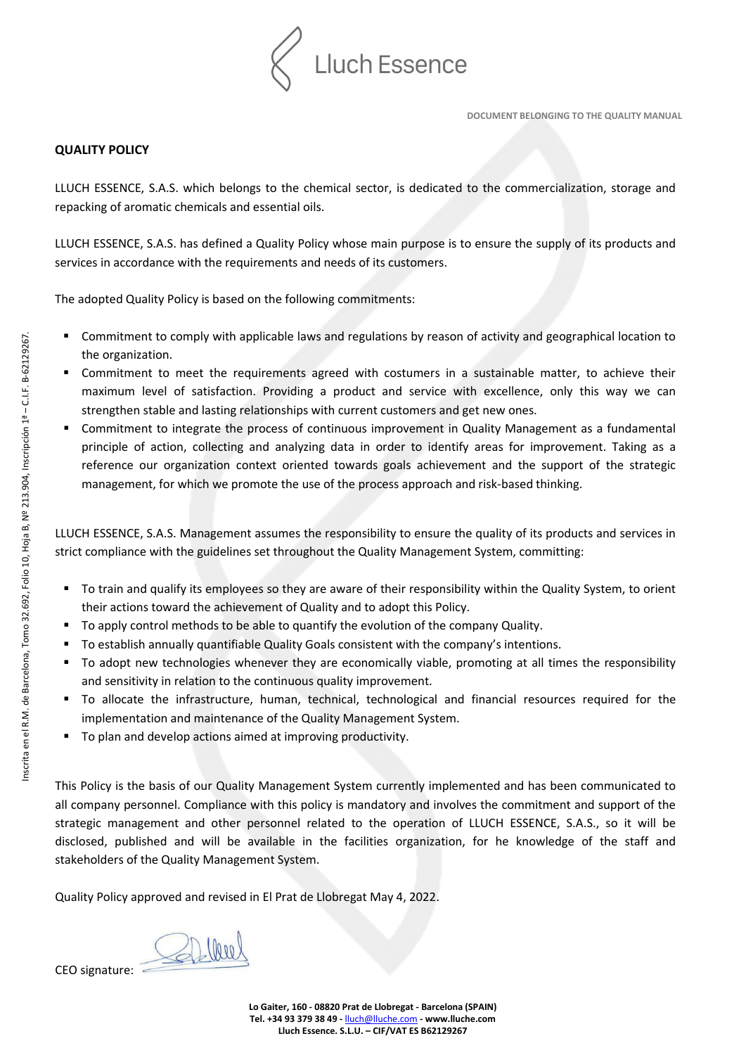DOCUMENT BELONGING TO THE QUALITY MANUAL

## QUALITY POLICY

LLUCH ESSENCE, S.A.S. which belongs to the chemical sector, is dedicated to the commercialization, storage and repacking of aromatic chemicals and essential oils.

LLUCH ESSENCE, S.A.S. has defined a Quality Policy whose main purpose is to ensure the supply of its products and services in accordance with the requirements and needs of its customers.

The adopted Quality Policy is based on the following commitments:

- Commitment to comply with applicable laws and regulations by reason of activity and geographical location to the organization.
- Commitment to meet the requirements agreed with costumers in a sustainable matter, to achieve their maximum level of satisfaction. Providing a product and service with excellence, only this way we can strengthen stable and lasting relationships with current customers and get new ones.
- Commitment to integrate the process of continuous improvement in Quality Management as a fundamental principle of action, collecting and analyzing data in order to identify areas for improvement. Taking as a reference our organization context oriented towards goals achievement and the support of the strategic management, for which we promote the use of the process approach and risk-based thinking.

LLUCH ESSENCE, S.A.S. Management assumes the responsibility to ensure the quality of its products and services in strict compliance with the guidelines set throughout the Quality Management System, committing:

- To train and qualify its employees so they are aware of their responsibility within the Quality System, to orient their actions toward the achievement of Quality and to adopt this Policy.
- To apply control methods to be able to quantify the evolution of the company Quality.
- To establish annually quantifiable Quality Goals consistent with the company's intentions.
- To adopt new technologies whenever they are economically viable, promoting at all times the responsibility and sensitivity in relation to the continuous quality improvement.
- To allocate the infrastructure, human, technical, technological and financial resources required for the implementation and maintenance of the Quality Management System.
- To plan and develop actions aimed at improving productivity.

This Policy is the basis of our Quality Management System currently implemented and has been communicated to all company personnel. Compliance with this policy is mandatory and involves the commitment and support of the strategic management and other personnel related to the operation of LLUCH ESSENCE, S.A.S., so it will be disclosed, published and will be available in the facilities organization, for he knowledge of the staff and stakeholders of the Quality Management System.

Quality Policy approved and revised in El Prat de Llobregat May 4, 2022.

CEO signature:

Inscrita en el R.M. de Barcelona, Tomo 32.692, Folio 10, Hoja B, Nº 213.904, Inscripción 1ª – C.I.F. B-62129267.

**Lo Gaiter, 160 - 08820 Prat de Llobregat - Barcelona (SPAIN)**
**Tel. +34 93 379 38 49 - lluch@lluche.com - www.lluche.com**
**Lluch Essence. S.L.U. – CIF/VAT ES B62129267**